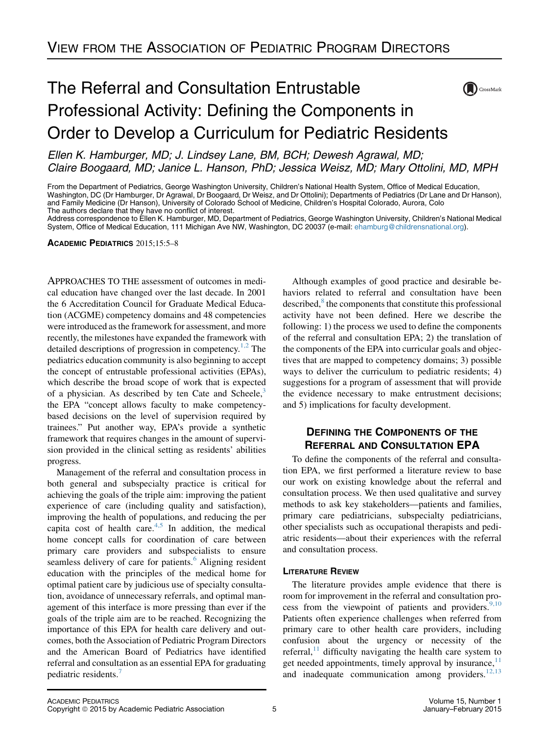VIEW FROM THE ASSOCIATION OF PEDIATRIC PROGRAM DIRECTORS

# The Referral and Consultation Entrustable Professional Activity: Defining the Components in Order to Develop a Curriculum for Pediatric Residents

*Ellen K. Hamburger, MD; J. Lindsey Lane, BM, BCH; Dewesh Agrawal, MD; Claire Boogaard, MD; Janice L. Hanson, PhD; Jessica Weisz, MD; Mary Ottolini, MD, MPH*

From the Department of Pediatrics, George Washington University, Children's National Health System, Office of Medical Education, Washington, DC (Dr Hamburger, Dr Agrawal, Dr Boogaard, Dr Weisz, and Dr Ottolini); Departments of Pediatrics (Dr Lane and Dr Hanson), and Family Medicine (Dr Hanson), University of Colorado School of Medicine, Children's Hospital Colorado, Aurora, Colo
The authors declare that they have no conflict of interest.
Address correspondence to Ellen K. Hamburger, MD, Department of Pediatrics, George Washington University, Children's National Medical System, Office of Medical Education, 111 Michigan Ave NW, Washington, DC 20037 (e-mail: ehamburg@childrensnational.org).

**ACADEMIC PEDIATRICS** 2015;15:5–8

APPROACHES TO THE assessment of outcomes in medical education have changed over the last decade. In 2001 the 6 Accreditation Council for Graduate Medical Education (ACGME) competency domains and 48 competencies were introduced as the framework for assessment, and more recently, the milestones have expanded the framework with detailed descriptions of progression in competency.[1,2] The pediatrics education community is also beginning to accept the concept of entrustable professional activities (EPAs), which describe the broad scope of work that is expected of a physician. As described by ten Cate and Scheele,[3] the EPA "concept allows faculty to make competency-based decisions on the level of supervision required by trainees." Put another way, EPA's provide a synthetic framework that requires changes in the amount of supervision provided in the clinical setting as residents' abilities progress.

Management of the referral and consultation process in both general and subspecialty practice is critical for achieving the goals of the triple aim: improving the patient experience of care (including quality and satisfaction), improving the health of populations, and reducing the per capita cost of health care.[4,5] In addition, the medical home concept calls for coordination of care between primary care providers and subspecialists to ensure seamless delivery of care for patients.[6] Aligning resident education with the principles of the medical home for optimal patient care by judicious use of specialty consultation, avoidance of unnecessary referrals, and optimal management of this interface is more pressing than ever if the goals of the triple aim are to be reached. Recognizing the importance of this EPA for health care delivery and outcomes, both the Association of Pediatric Program Directors and the American Board of Pediatrics have identified referral and consultation as an essential EPA for graduating pediatric residents.[7]

Although examples of good practice and desirable behaviors related to referral and consultation have been described,[8] the components that constitute this professional activity have not been defined. Here we describe the following: 1) the process we used to define the components of the referral and consultation EPA; 2) the translation of the components of the EPA into curricular goals and objectives that are mapped to competency domains; 3) possible ways to deliver the curriculum to pediatric residents; 4) suggestions for a program of assessment that will provide the evidence necessary to make entrustment decisions; and 5) implications for faculty development.

## DEFINING THE COMPONENTS OF THE REFERRAL AND CONSULTATION EPA

To define the components of the referral and consultation EPA, we first performed a literature review to base our work on existing knowledge about the referral and consultation process. We then used qualitative and survey methods to ask key stakeholders—patients and families, primary care pediatricians, subspecialty pediatricians, other specialists such as occupational therapists and pediatric residents—about their experiences with the referral and consultation process.

### LITERATURE REVIEW

The literature provides ample evidence that there is room for improvement in the referral and consultation process from the viewpoint of patients and providers.[9,10] Patients often experience challenges when referred from primary care to other health care providers, including confusion about the urgency or necessity of the referral,[11] difficulty navigating the health care system to get needed appointments, timely approval by insurance,[11] and inadequate communication among providers.[12,13]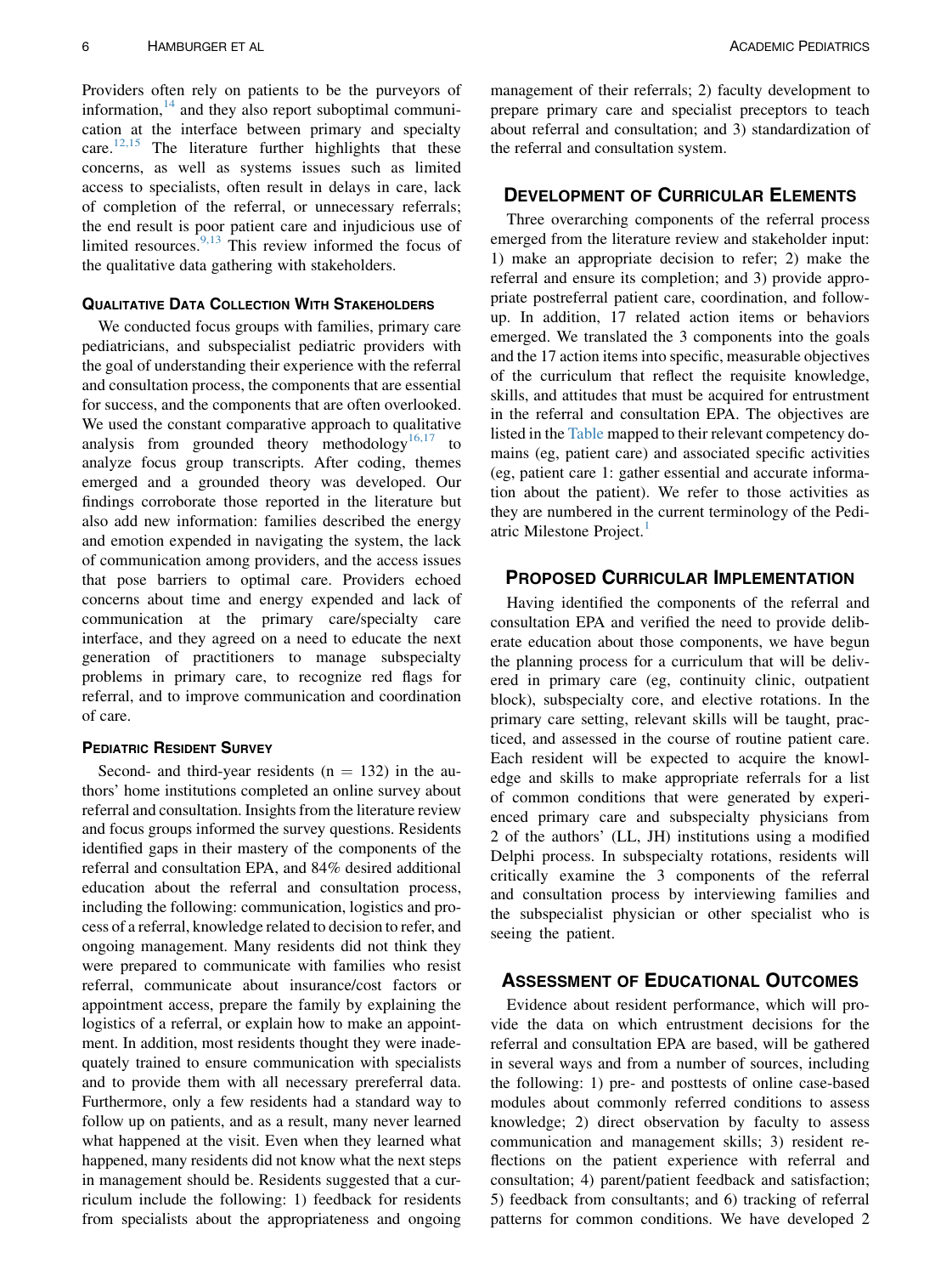Providers often rely on patients to be the purveyors of information,[14] and they also report suboptimal communication at the interface between primary and specialty care.[12,15] The literature further highlights that these concerns, as well as systems issues such as limited access to specialists, often result in delays in care, lack of completion of the referral, or unnecessary referrals; the end result is poor patient care and injudicious use of limited resources.[9,13] This review informed the focus of the qualitative data gathering with stakeholders.

### Qualitative Data Collection With Stakeholders

We conducted focus groups with families, primary care pediatricians, and subspecialist pediatric providers with the goal of understanding their experience with the referral and consultation process, the components that are essential for success, and the components that are often overlooked. We used the constant comparative approach to qualitative analysis from grounded theory methodology[16,17] to analyze focus group transcripts. After coding, themes emerged and a grounded theory was developed. Our findings corroborate those reported in the literature but also add new information: families described the energy and emotion expended in navigating the system, the lack of communication among providers, and the access issues that pose barriers to optimal care. Providers echoed concerns about time and energy expended and lack of communication at the primary care/specialty care interface, and they agreed on a need to educate the next generation of practitioners to manage subspecialty problems in primary care, to recognize red flags for referral, and to improve communication and coordination of care.

### Pediatric Resident Survey

Second- and third-year residents (n = 132) in the authors' home institutions completed an online survey about referral and consultation. Insights from the literature review and focus groups informed the survey questions. Residents identified gaps in their mastery of the components of the referral and consultation EPA, and 84% desired additional education about the referral and consultation process, including the following: communication, logistics and process of a referral, knowledge related to decision to refer, and ongoing management. Many residents did not think they were prepared to communicate with families who resist referral, communicate about insurance/cost factors or appointment access, prepare the family by explaining the logistics of a referral, or explain how to make an appointment. In addition, most residents thought they were inadequately trained to ensure communication with specialists and to provide them with all necessary prereferral data. Furthermore, only a few residents had a standard way to follow up on patients, and as a result, many never learned what happened at the visit. Even when they learned what happened, many residents did not know what the next steps in management should be. Residents suggested that a curriculum include the following: 1) feedback for residents from specialists about the appropriateness and ongoing management of their referrals; 2) faculty development to prepare primary care and specialist preceptors to teach about referral and consultation; and 3) standardization of the referral and consultation system.

## Development of Curricular Elements

Three overarching components of the referral process emerged from the literature review and stakeholder input: 1) make an appropriate decision to refer; 2) make the referral and ensure its completion; and 3) provide appropriate postreferral patient care, coordination, and follow-up. In addition, 17 related action items or behaviors emerged. We translated the 3 components into the goals and the 17 action items into specific, measurable objectives of the curriculum that reflect the requisite knowledge, skills, and attitudes that must be acquired for entrustment in the referral and consultation EPA. The objectives are listed in the Table mapped to their relevant competency domains (eg, patient care) and associated specific activities (eg, patient care 1: gather essential and accurate information about the patient). We refer to those activities as they are numbered in the current terminology of the Pediatric Milestone Project.[1]

## Proposed Curricular Implementation

Having identified the components of the referral and consultation EPA and verified the need to provide deliberate education about those components, we have begun the planning process for a curriculum that will be delivered in primary care (eg, continuity clinic, outpatient block), subspecialty core, and elective rotations. In the primary care setting, relevant skills will be taught, practiced, and assessed in the course of routine patient care. Each resident will be expected to acquire the knowledge and skills to make appropriate referrals for a list of common conditions that were generated by experienced primary care and subspecialty physicians from 2 of the authors' (LL, JH) institutions using a modified Delphi process. In subspecialty rotations, residents will critically examine the 3 components of the referral and consultation process by interviewing families and the subspecialist physician or other specialist who is seeing the patient.

## Assessment of Educational Outcomes

Evidence about resident performance, which will provide the data on which entrustment decisions for the referral and consultation EPA are based, will be gathered in several ways and from a number of sources, including the following: 1) pre- and posttests of online case-based modules about commonly referred conditions to assess knowledge; 2) direct observation by faculty to assess communication and management skills; 3) resident reflections on the patient experience with referral and consultation; 4) parent/patient feedback and satisfaction; 5) feedback from consultants; and 6) tracking of referral patterns for common conditions. We have developed 2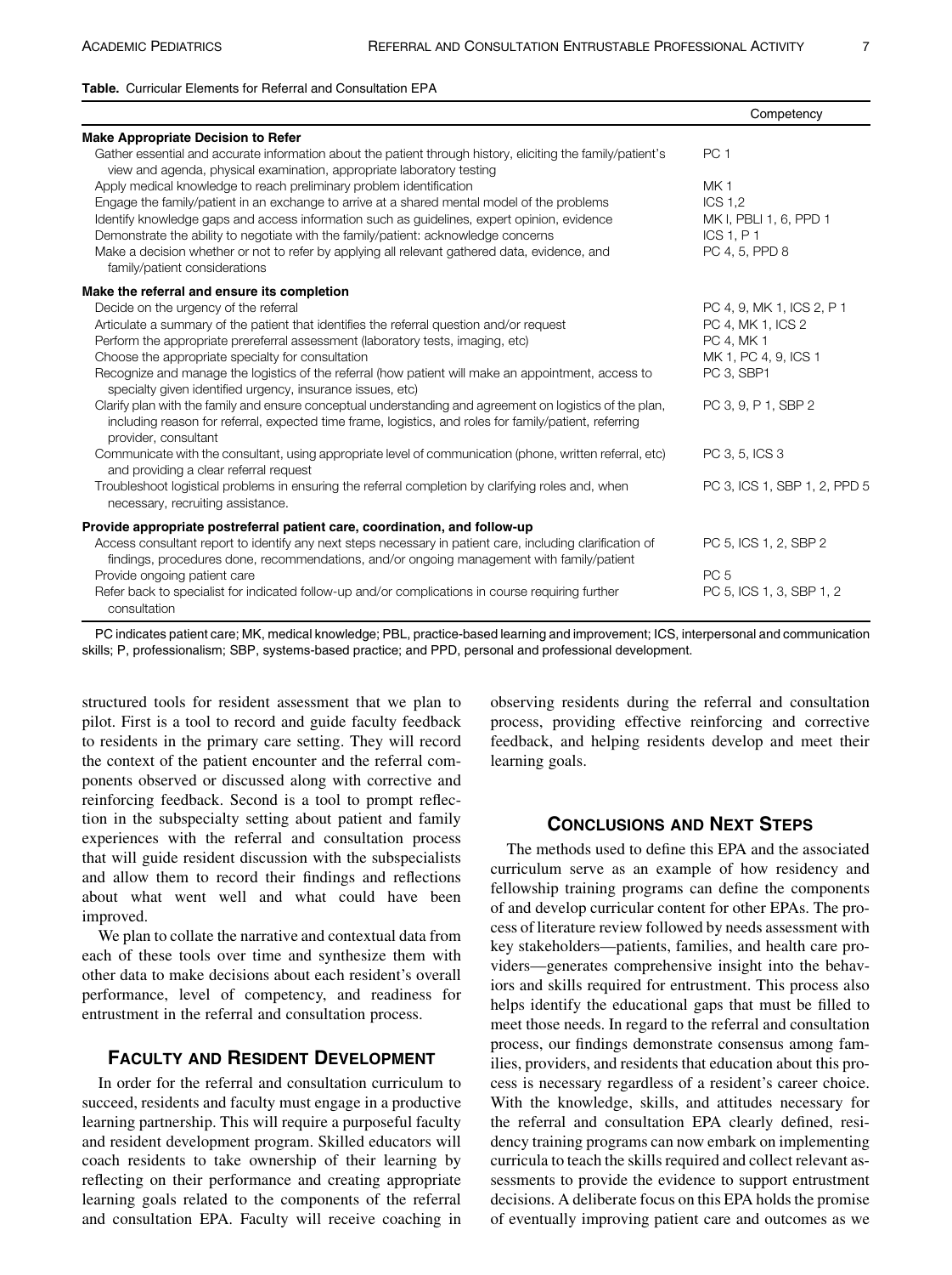**Table.** Curricular Elements for Referral and Consultation EPA

| | Competency |
|---|---|
| **Make Appropriate Decision to Refer** | |
| Gather essential and accurate information about the patient through history, eliciting the family/patient's view and agenda, physical examination, appropriate laboratory testing | PC 1 |
| Apply medical knowledge to reach preliminary problem identification | MK 1 |
| Engage the family/patient in an exchange to arrive at a shared mental model of the problems | ICS 1,2 |
| Identify knowledge gaps and access information such as guidelines, expert opinion, evidence | MK I, PBLI 1, 6, PPD 1 |
| Demonstrate the ability to negotiate with the family/patient: acknowledge concerns | ICS 1, P 1 |
| Make a decision whether or not to refer by applying all relevant gathered data, evidence, and family/patient considerations | PC 4, 5, PPD 8 |
| **Make the referral and ensure its completion** | |
| Decide on the urgency of the referral | PC 4, 9, MK 1, ICS 2, P 1 |
| Articulate a summary of the patient that identifies the referral question and/or request | PC 4, MK 1, ICS 2 |
| Perform the appropriate prereferral assessment (laboratory tests, imaging, etc) | PC 4, MK 1 |
| Choose the appropriate specialty for consultation | MK 1, PC 4, 9, ICS 1 |
| Recognize and manage the logistics of the referral (how patient will make an appointment, access to specialty given identified urgency, insurance issues, etc) | PC 3, SBP1 |
| Clarify plan with the family and ensure conceptual understanding and agreement on logistics of the plan, including reason for referral, expected time frame, logistics, and roles for family/patient, referring provider, consultant | PC 3, 9, P 1, SBP 2 |
| Communicate with the consultant, using appropriate level of communication (phone, written referral, etc) and providing a clear referral request | PC 3, 5, ICS 3 |
| Troubleshoot logistical problems in ensuring the referral completion by clarifying roles and, when necessary, recruiting assistance. | PC 3, ICS 1, SBP 1, 2, PPD 5 |
| **Provide appropriate postreferral patient care, coordination, and follow-up** | |
| Access consultant report to identify any next steps necessary in patient care, including clarification of findings, procedures done, recommendations, and/or ongoing management with family/patient | PC 5, ICS 1, 2, SBP 2 |
| Provide ongoing patient care | PC 5 |
| Refer back to specialist for indicated follow-up and/or complications in course requiring further consultation | PC 5, ICS 1, 3, SBP 1, 2 |

PC indicates patient care; MK, medical knowledge; PBL, practice-based learning and improvement; ICS, interpersonal and communication skills; P, professionalism; SBP, systems-based practice; and PPD, personal and professional development.

structured tools for resident assessment that we plan to pilot. First is a tool to record and guide faculty feedback to residents in the primary care setting. They will record the context of the patient encounter and the referral components observed or discussed along with corrective and reinforcing feedback. Second is a tool to prompt reflection in the subspecialty setting about patient and family experiences with the referral and consultation process that will guide resident discussion with the subspecialists and allow them to record their findings and reflections about what went well and what could have been improved.

We plan to collate the narrative and contextual data from each of these tools over time and synthesize them with other data to make decisions about each resident's overall performance, level of competency, and readiness for entrustment in the referral and consultation process.

## Faculty and Resident Development

In order for the referral and consultation curriculum to succeed, residents and faculty must engage in a productive learning partnership. This will require a purposeful faculty and resident development program. Skilled educators will coach residents to take ownership of their learning by reflecting on their performance and creating appropriate learning goals related to the components of the referral and consultation EPA. Faculty will receive coaching in observing residents during the referral and consultation process, providing effective reinforcing and corrective feedback, and helping residents develop and meet their learning goals.

## Conclusions and Next Steps

The methods used to define this EPA and the associated curriculum serve as an example of how residency and fellowship training programs can define the components of and develop curricular content for other EPAs. The process of literature review followed by needs assessment with key stakeholders—patients, families, and health care providers—generates comprehensive insight into the behaviors and skills required for entrustment. This process also helps identify the educational gaps that must be filled to meet those needs. In regard to the referral and consultation process, our findings demonstrate consensus among families, providers, and residents that education about this process is necessary regardless of a resident's career choice. With the knowledge, skills, and attitudes necessary for the referral and consultation EPA clearly defined, residency training programs can now embark on implementing curricula to teach the skills required and collect relevant assessments to provide the evidence to support entrustment decisions. A deliberate focus on this EPA holds the promise of eventually improving patient care and outcomes as we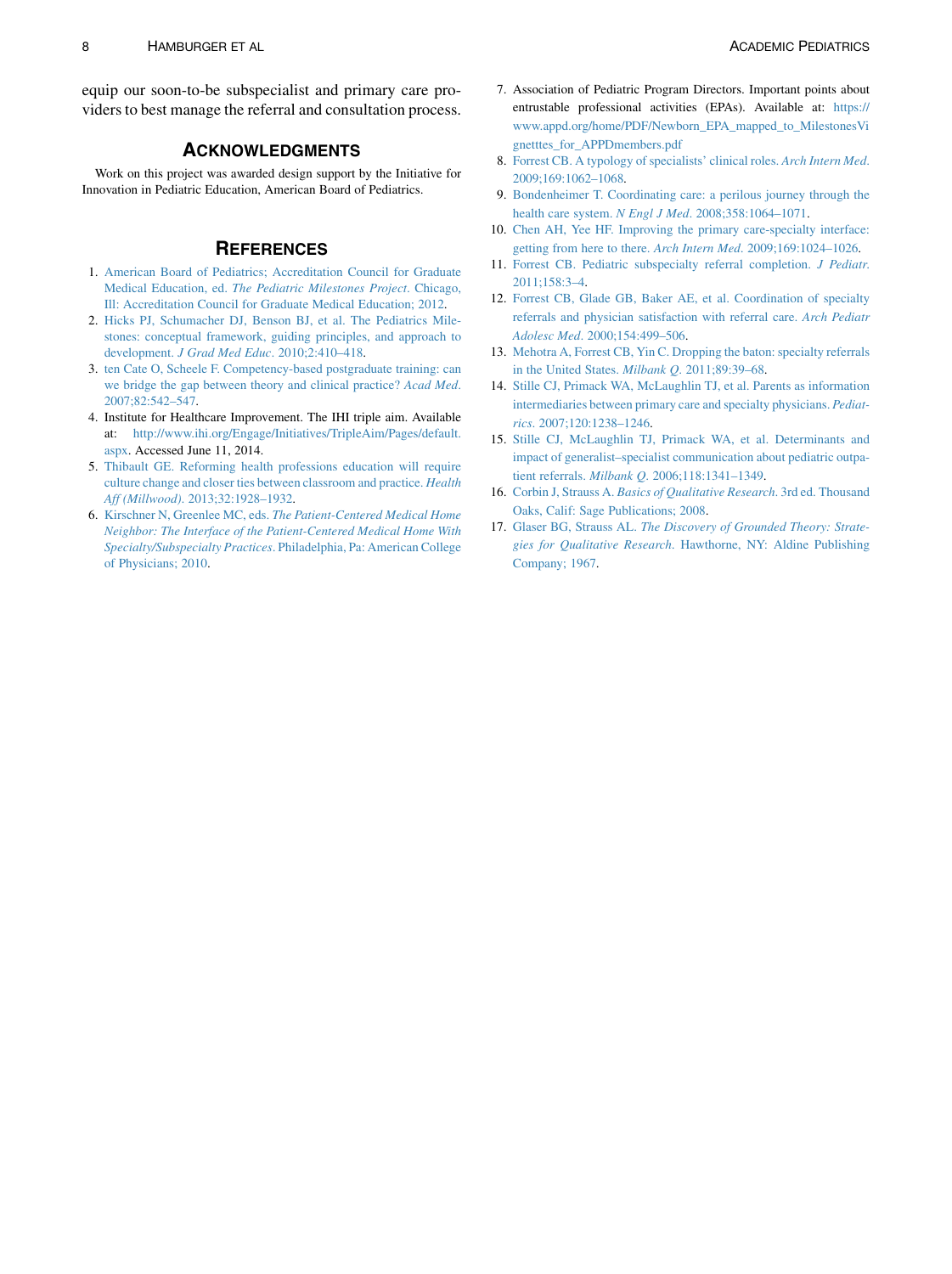equip our soon-to-be subspecialist and primary care providers to best manage the referral and consultation process.

## Acknowledgments

Work on this project was awarded design support by the Initiative for Innovation in Pediatric Education, American Board of Pediatrics.

## References

1. American Board of Pediatrics; Accreditation Council for Graduate Medical Education, ed. *The Pediatric Milestones Project*. Chicago, Ill: Accreditation Council for Graduate Medical Education; 2012.
2. Hicks PJ, Schumacher DJ, Benson BJ, et al. The Pediatrics Milestones: conceptual framework, guiding principles, and approach to development. *J Grad Med Educ*. 2010;2:410–418.
3. ten Cate O, Scheele F. Competency-based postgraduate training: can we bridge the gap between theory and clinical practice? *Acad Med*. 2007;82:542–547.
4. Institute for Healthcare Improvement. The IHI triple aim. Available at: http://www.ihi.org/Engage/Initiatives/TripleAim/Pages/default.aspx. Accessed June 11, 2014.
5. Thibault GE. Reforming health professions education will require culture change and closer ties between classroom and practice. *Health Aff (Millwood)*. 2013;32:1928–1932.
6. Kirschner N, Greenlee MC, eds. *The Patient-Centered Medical Home Neighbor: The Interface of the Patient-Centered Medical Home With Specialty/Subspecialty Practices*. Philadelphia, Pa: American College of Physicians; 2010.
7. Association of Pediatric Program Directors. Important points about entrustable professional activities (EPAs). Available at: https://www.appd.org/home/PDF/Newborn_EPA_mapped_to_MilestonesVignetttes_for_APPDmembers.pdf
8. Forrest CB. A typology of specialists' clinical roles. *Arch Intern Med*. 2009;169:1062–1068.
9. Bondenheimer T. Coordinating care: a perilous journey through the health care system. *N Engl J Med*. 2008;358:1064–1071.
10. Chen AH, Yee HF. Improving the primary care-specialty interface: getting from here to there. *Arch Intern Med*. 2009;169:1024–1026.
11. Forrest CB. Pediatric subspecialty referral completion. *J Pediatr*. 2011;158:3–4.
12. Forrest CB, Glade GB, Baker AE, et al. Coordination of specialty referrals and physician satisfaction with referral care. *Arch Pediatr Adolesc Med*. 2000;154:499–506.
13. Mehotra A, Forrest CB, Yin C. Dropping the baton: specialty referrals in the United States. *Milbank Q*. 2011;89:39–68.
14. Stille CJ, Primack WA, McLaughlin TJ, et al. Parents as information intermediaries between primary care and specialty physicians. *Pediatrics*. 2007;120:1238–1246.
15. Stille CJ, McLaughlin TJ, Primack WA, et al. Determinants and impact of generalist–specialist communication about pediatric outpatient referrals. *Milbank Q*. 2006;118:1341–1349.
16. Corbin J, Strauss A. *Basics of Qualitative Research*. 3rd ed. Thousand Oaks, Calif: Sage Publications; 2008.
17. Glaser BG, Strauss AL. *The Discovery of Grounded Theory: Strategies for Qualitative Research*. Hawthorne, NY: Aldine Publishing Company; 1967.